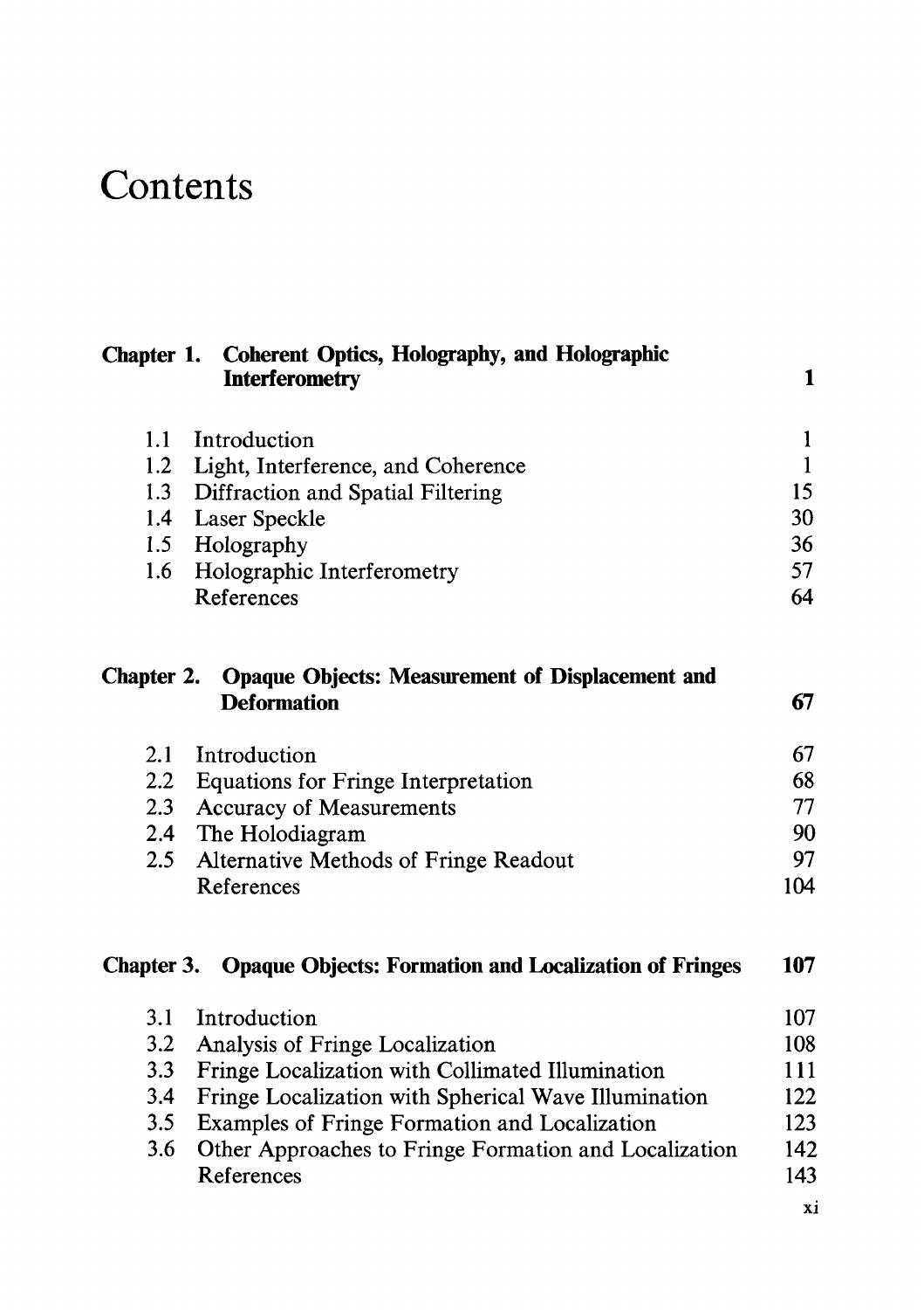# Contents

| | | |
|---|---|---|
| **Chapter 1.** | **Coherent Optics, Holography, and Holographic Interferometry** | **1** |
| 1.1 | Introduction | 1 |
| 1.2 | Light, Interference, and Coherence | 1 |
| 1.3 | Diffraction and Spatial Filtering | 15 |
| 1.4 | Laser Speckle | 30 |
| 1.5 | Holography | 36 |
| 1.6 | Holographic Interferometry | 57 |
| | References | 64 |
| **Chapter 2.** | **Opaque Objects: Measurement of Displacement and Deformation** | **67** |
| 2.1 | Introduction | 67 |
| 2.2 | Equations for Fringe Interpretation | 68 |
| 2.3 | Accuracy of Measurements | 77 |
| 2.4 | The Holodiagram | 90 |
| 2.5 | Alternative Methods of Fringe Readout | 97 |
| | References | 104 |
| **Chapter 3.** | **Opaque Objects: Formation and Localization of Fringes** | **107** |
| 3.1 | Introduction | 107 |
| 3.2 | Analysis of Fringe Localization | 108 |
| 3.3 | Fringe Localization with Collimated Illumination | 111 |
| 3.4 | Fringe Localization with Spherical Wave Illumination | 122 |
| 3.5 | Examples of Fringe Formation and Localization | 123 |
| 3.6 | Other Approaches to Fringe Formation and Localization | 142 |
| | References | 143 |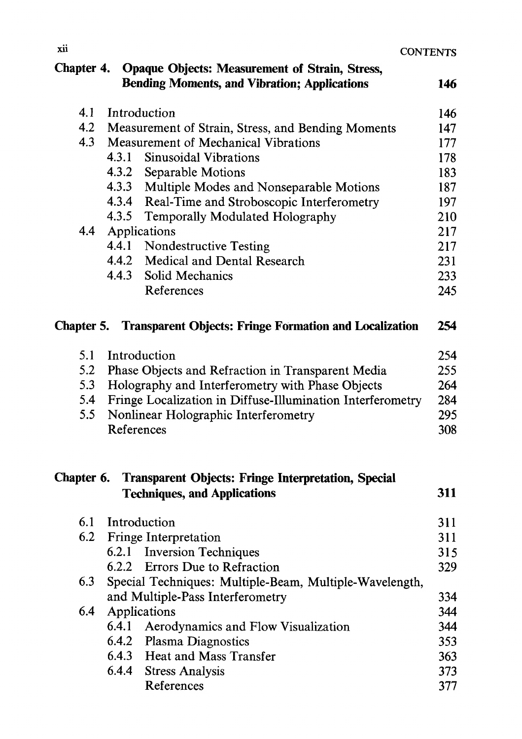**Chapter 4. Opaque Objects: Measurement of Strain, Stress, Bending Moments, and Vibration; Applications** — 146

| | | |
|---|---|---|
| 4.1 | Introduction | 146 |
| 4.2 | Measurement of Strain, Stress, and Bending Moments | 147 |
| 4.3 | Measurement of Mechanical Vibrations | 177 |
| | 4.3.1 Sinusoidal Vibrations | 178 |
| | 4.3.2 Separable Motions | 183 |
| | 4.3.3 Multiple Modes and Nonseparable Motions | 187 |
| | 4.3.4 Real-Time and Stroboscopic Interferometry | 197 |
| | 4.3.5 Temporally Modulated Holography | 210 |
| 4.4 | Applications | 217 |
| | 4.4.1 Nondestructive Testing | 217 |
| | 4.4.2 Medical and Dental Research | 231 |
| | 4.4.3 Solid Mechanics | 233 |
| | References | 245 |

**Chapter 5. Transparent Objects: Fringe Formation and Localization** — 254

| | | |
|---|---|---|
| 5.1 | Introduction | 254 |
| 5.2 | Phase Objects and Refraction in Transparent Media | 255 |
| 5.3 | Holography and Interferometry with Phase Objects | 264 |
| 5.4 | Fringe Localization in Diffuse-Illumination Interferometry | 284 |
| 5.5 | Nonlinear Holographic Interferometry | 295 |
| | References | 308 |

**Chapter 6. Transparent Objects: Fringe Interpretation, Special Techniques, and Applications** — 311

| | | |
|---|---|---|
| 6.1 | Introduction | 311 |
| 6.2 | Fringe Interpretation | 311 |
| | 6.2.1 Inversion Techniques | 315 |
| | 6.2.2 Errors Due to Refraction | 329 |
| 6.3 | Special Techniques: Multiple-Beam, Multiple-Wavelength, and Multiple-Pass Interferometry | 334 |
| 6.4 | Applications | 344 |
| | 6.4.1 Aerodynamics and Flow Visualization | 344 |
| | 6.4.2 Plasma Diagnostics | 353 |
| | 6.4.3 Heat and Mass Transfer | 363 |
| | 6.4.4 Stress Analysis | 373 |
| | References | 377 |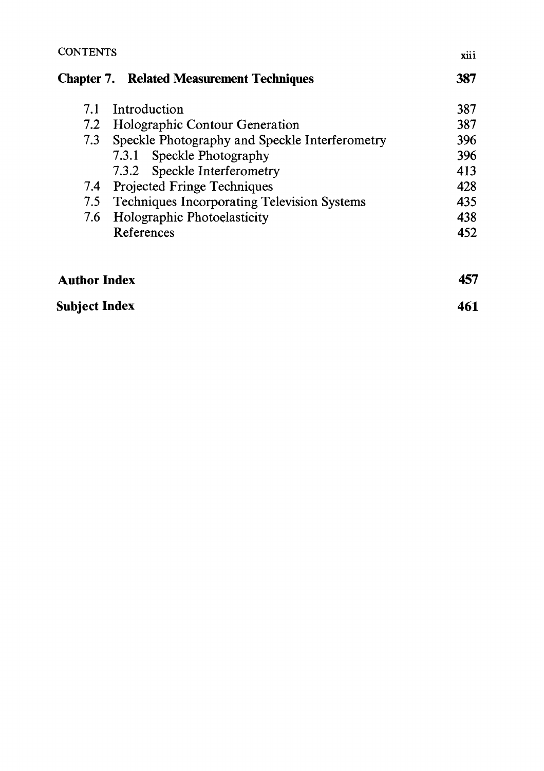**Chapter 7. Related Measurement Techniques** 387

| | | |
|---|---|---|
| 7.1 | Introduction | 387 |
| 7.2 | Holographic Contour Generation | 387 |
| 7.3 | Speckle Photography and Speckle Interferometry | 396 |
| | 7.3.1 Speckle Photography | 396 |
| | 7.3.2 Speckle Interferometry | 413 |
| 7.4 | Projected Fringe Techniques | 428 |
| 7.5 | Techniques Incorporating Television Systems | 435 |
| 7.6 | Holographic Photoelasticity | 438 |
| | References | 452 |

**Author Index** 457

**Subject Index** 461